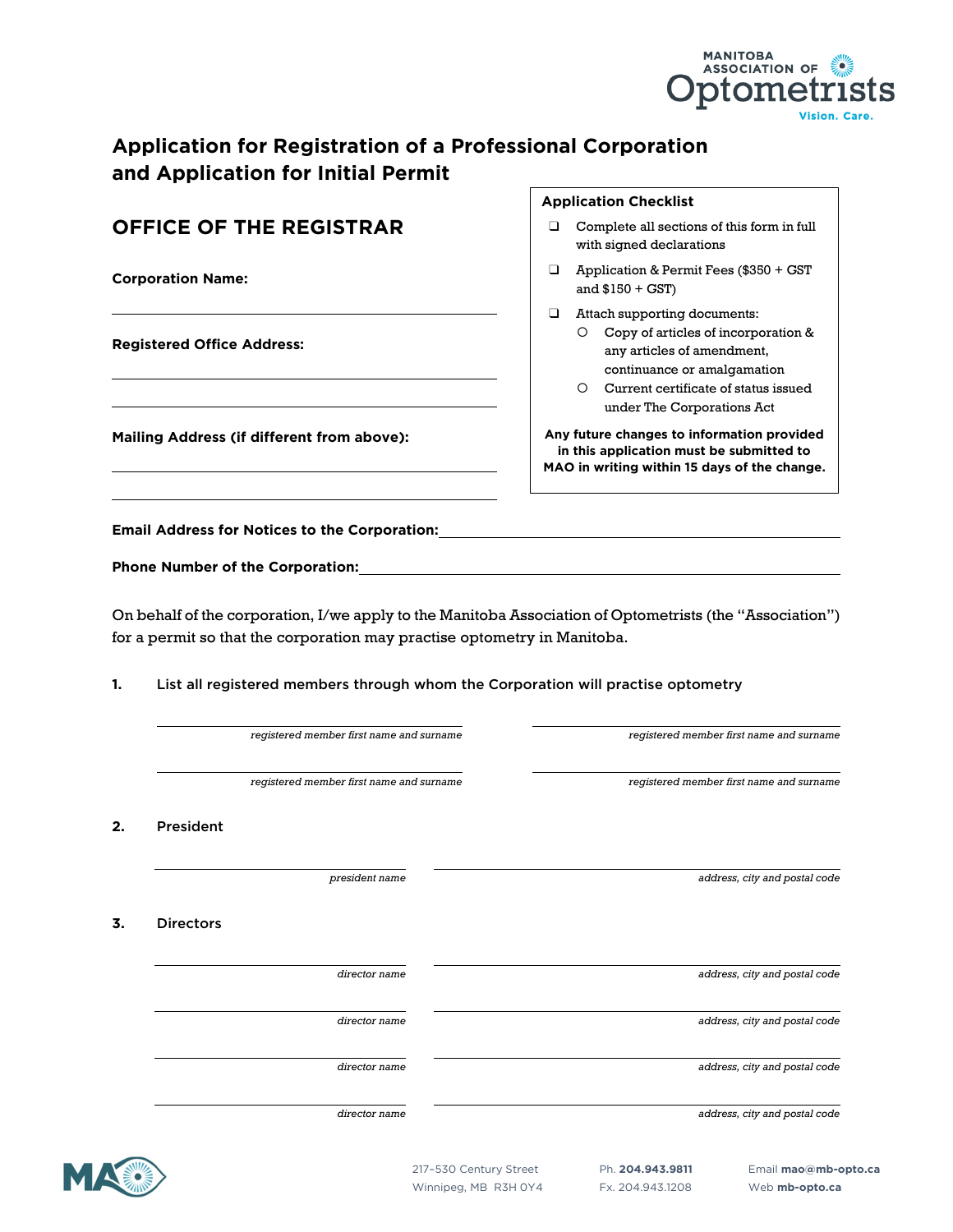# Application for Registration of a Professional Corporation and Application for Initial Permit

## OFFICE OF THE REGISTRAR

**Corporation Name:**

______________________________

**Registered Office Address:**

______________________________

______________________________

**Mailing Address (if different from above):**

______________________________

______________________________

### Application Checklist

- ❑ Complete all sections of this form in full with signed declarations
- ❑ Application & Permit Fees ($350 + GST and $150 + GST)
- ❑ Attach supporting documents:
  - ○ Copy of articles of incorporation & any articles of amendment, continuance or amalgamation
  - ○ Current certificate of status issued under The Corporations Act

**Any future changes to information provided in this application must be submitted to MAO in writing within 15 days of the change.**

**Email Address for Notices to the Corporation:** ______________________________

**Phone Number of the Corporation:** ______________________________

On behalf of the corporation, I/we apply to the Manitoba Association of Optometrists (the "Association") for a permit so that the corporation may practise optometry in Manitoba.

**1.** List all registered members through whom the Corporation will practise optometry

| | |
|---|---|
| *registered member first name and surname* | *registered member first name and surname* |
| *registered member first name and surname* | *registered member first name and surname* |

**2.** President

| | |
|---|---|
| *president name* | *address, city and postal code* |

**3.** Directors

| | |
|---|---|
| *director name* | *address, city and postal code* |
| *director name* | *address, city and postal code* |
| *director name* | *address, city and postal code* |
| *director name* | *address, city and postal code* |

217-530 Century Street
Winnipeg, MB R3H 0Y4

Ph. **204.943.9811**
Fx. 204.943.1208

Email **mao@mb-opto.ca**
Web **mb-opto.ca**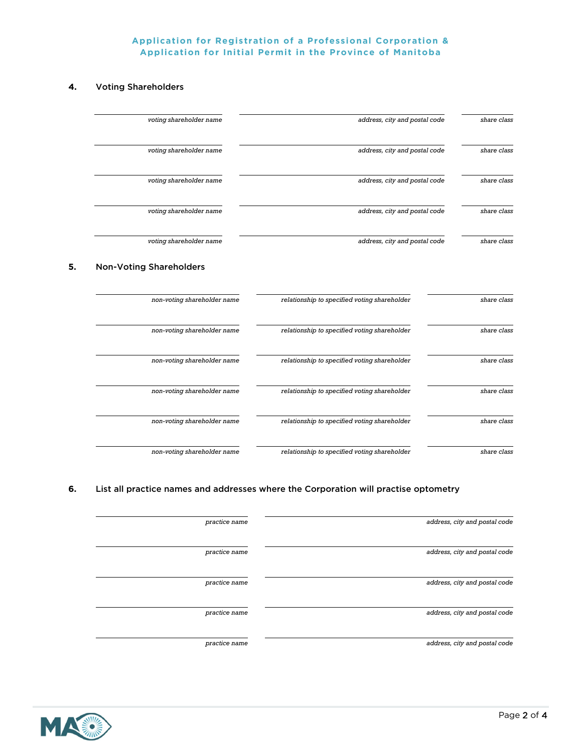Application for Registration of a Professional Corporation &
Application for Initial Permit in the Province of Manitoba

## 4. Voting Shareholders

| *voting shareholder name* | *address, city and postal code* | *share class* |
|---|---|---|
| | | |
| | | |
| | | |
| | | |
| | | |

## 5. Non-Voting Shareholders

| *non-voting shareholder name* | *relationship to specified voting shareholder* | *share class* |
|---|---|---|
| | | |
| | | |
| | | |
| | | |
| | | |
| | | |

## 6. List all practice names and addresses where the Corporation will practise optometry

| *practice name* | *address, city and postal code* |
|---|---|
| | |
| | |
| | |
| | |
| | |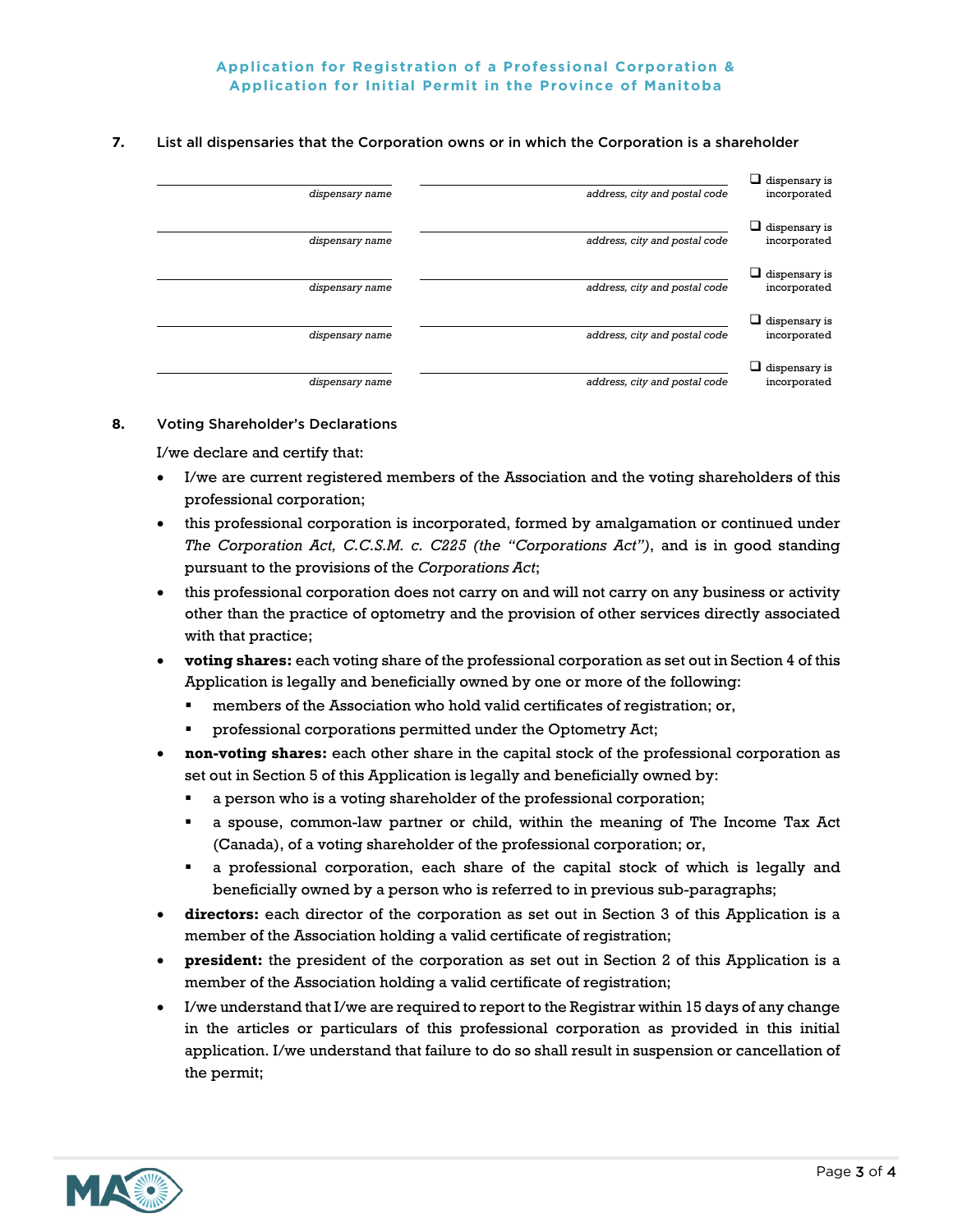**7.** List all dispensaries that the Corporation owns or in which the Corporation is a shareholder

| dispensary name | address, city and postal code | |
|---|---|---|
| | | ❑ dispensary is incorporated |
| | | ❑ dispensary is incorporated |
| | | ❑ dispensary is incorporated |
| | | ❑ dispensary is incorporated |
| | | ❑ dispensary is incorporated |

**8.** Voting Shareholder's Declarations

I/we declare and certify that:

- I/we are current registered members of the Association and the voting shareholders of this professional corporation;
- this professional corporation is incorporated, formed by amalgamation or continued under *The Corporation Act, C.C.S.M. c. C225 (the "Corporations Act")*, and is in good standing pursuant to the provisions of the *Corporations Act*;
- this professional corporation does not carry on and will not carry on any business or activity other than the practice of optometry and the provision of other services directly associated with that practice;
- **voting shares:** each voting share of the professional corporation as set out in Section 4 of this Application is legally and beneficially owned by one or more of the following:
  - members of the Association who hold valid certificates of registration; or,
  - professional corporations permitted under the Optometry Act;
- **non-voting shares:** each other share in the capital stock of the professional corporation as set out in Section 5 of this Application is legally and beneficially owned by:
  - a person who is a voting shareholder of the professional corporation;
  - a spouse, common-law partner or child, within the meaning of The Income Tax Act (Canada), of a voting shareholder of the professional corporation; or,
  - a professional corporation, each share of the capital stock of which is legally and beneficially owned by a person who is referred to in previous sub-paragraphs;
- **directors:** each director of the corporation as set out in Section 3 of this Application is a member of the Association holding a valid certificate of registration;
- **president:** the president of the corporation as set out in Section 2 of this Application is a member of the Association holding a valid certificate of registration;
- I/we understand that I/we are required to report to the Registrar within 15 days of any change in the articles or particulars of this professional corporation as provided in this initial application. I/we understand that failure to do so shall result in suspension or cancellation of the permit;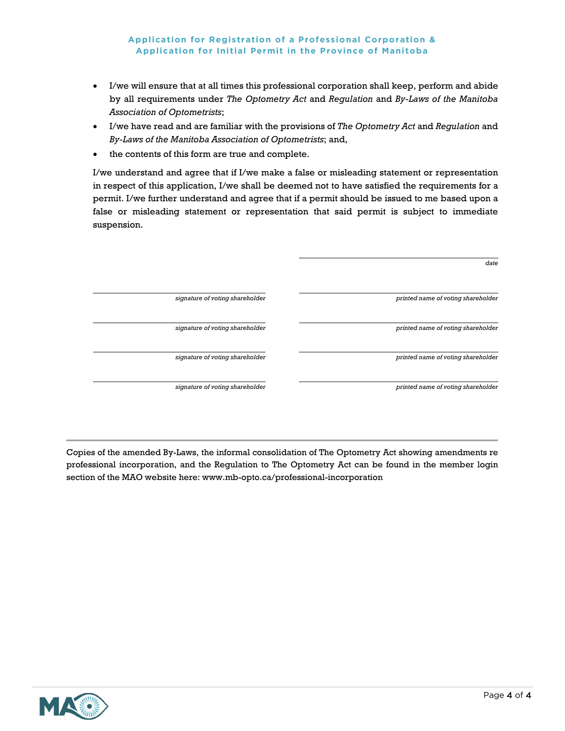- I/we will ensure that at all times this professional corporation shall keep, perform and abide by all requirements under *The Optometry Act* and *Regulation* and *By-Laws of the Manitoba Association of Optometrists*;
- I/we have read and are familiar with the provisions of *The Optometry Act* and *Regulation* and *By-Laws of the Manitoba Association of Optometrists*; and,
- the contents of this form are true and complete.

I/we understand and agree that if I/we make a false or misleading statement or representation in respect of this application, I/we shall be deemed not to have satisfied the requirements for a permit. I/we further understand and agree that if a permit should be issued to me based upon a false or misleading statement or representation that said permit is subject to immediate suspension.

| | |
|---|---|
| | _______________ *date* |
| _______________ *signature of voting shareholder* | _______________ *printed name of voting shareholder* |
| _______________ *signature of voting shareholder* | _______________ *printed name of voting shareholder* |
| _______________ *signature of voting shareholder* | _______________ *printed name of voting shareholder* |
| _______________ *signature of voting shareholder* | _______________ *printed name of voting shareholder* |

---

Copies of the amended By-Laws, the informal consolidation of The Optometry Act showing amendments re professional incorporation, and the Regulation to The Optometry Act can be found in the member login section of the MAO website here: www.mb-opto.ca/professional-incorporation